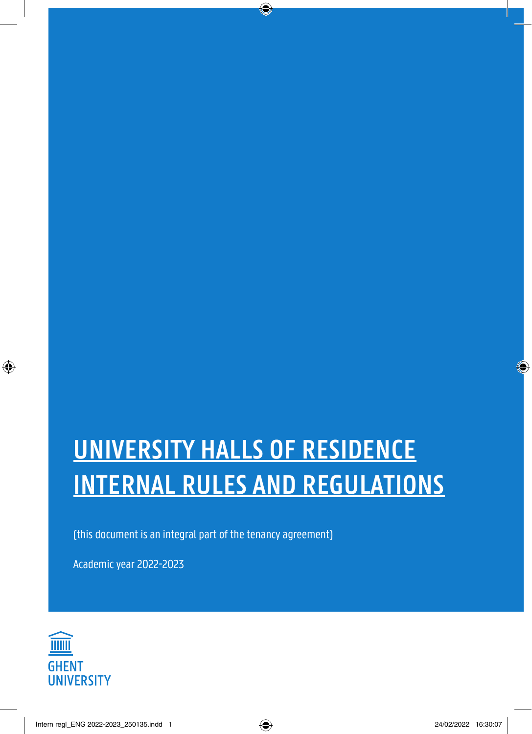# UNIVERSITY HALLS OF RESIDENCE INTERNAL RULES AND REGULATIONS

(this document is an integral part of the tenancy agreement)

Academic year 2022-2023

GHENT UNIVERSITY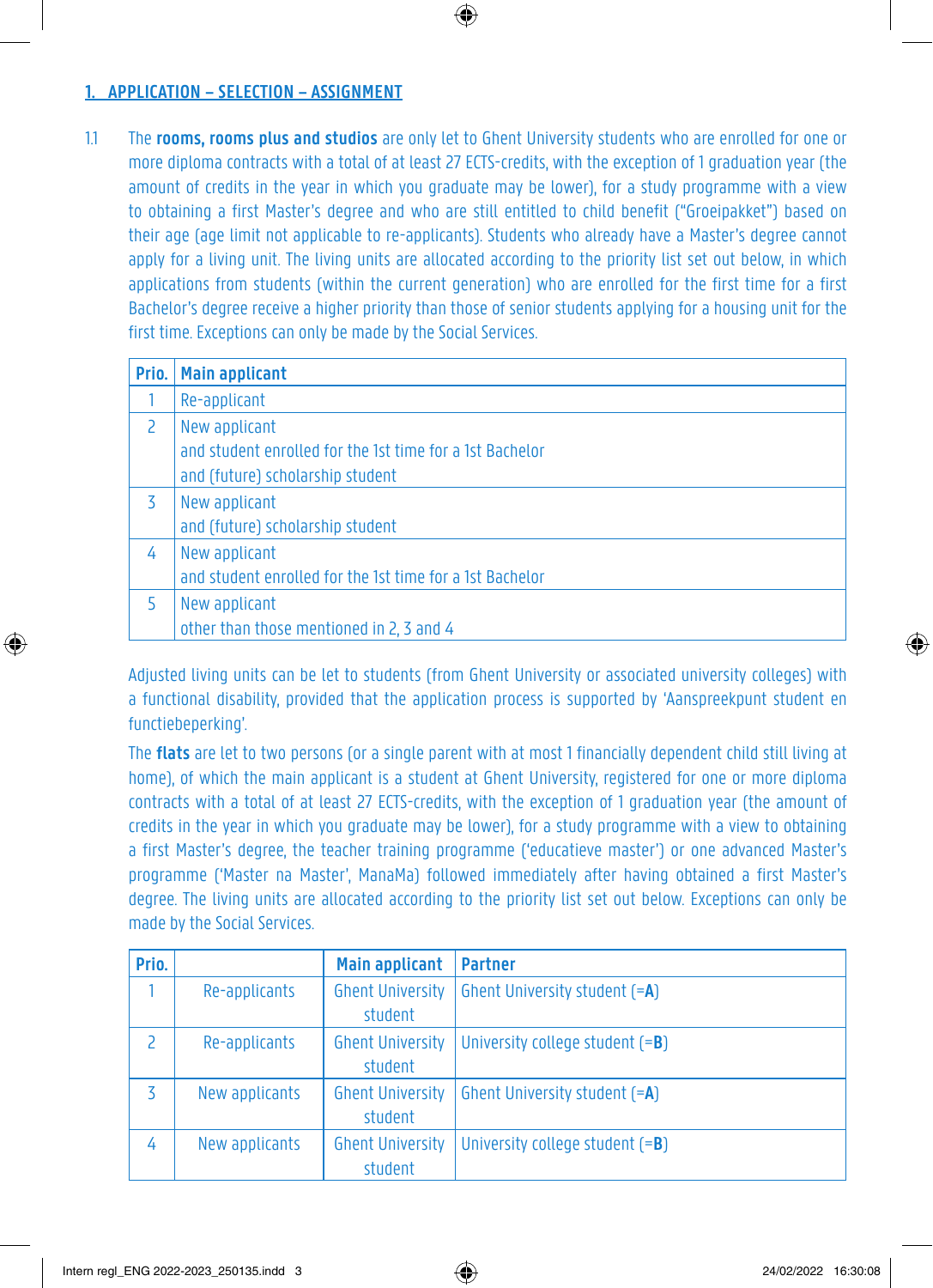## 1. APPLICATION – SELECTION – ASSIGNMENT

1.1 The **rooms, rooms plus and studios** are only let to Ghent University students who are enrolled for one or more diploma contracts with a total of at least 27 ECTS-credits, with the exception of 1 graduation year (the amount of credits in the year in which you graduate may be lower), for a study programme with a view to obtaining a first Master's degree and who are still entitled to child benefit ("Groeipakket") based on their age (age limit not applicable to re-applicants). Students who already have a Master's degree cannot apply for a living unit. The living units are allocated according to the priority list set out below, in which applications from students (within the current generation) who are enrolled for the first time for a first Bachelor's degree receive a higher priority than those of senior students applying for a housing unit for the first time. Exceptions can only be made by the Social Services.

| Prio. | Main applicant |
|---|---|
| 1 | Re-applicant |
| 2 | New applicant<br>and student enrolled for the 1st time for a 1st Bachelor<br>and (future) scholarship student |
| 3 | New applicant<br>and (future) scholarship student |
| 4 | New applicant<br>and student enrolled for the 1st time for a 1st Bachelor |
| 5 | New applicant<br>other than those mentioned in 2, 3 and 4 |

Adjusted living units can be let to students (from Ghent University or associated university colleges) with a functional disability, provided that the application process is supported by 'Aanspreekpunt student en functiebeperking'.

The **flats** are let to two persons (or a single parent with at most 1 financially dependent child still living at home), of which the main applicant is a student at Ghent University, registered for one or more diploma contracts with a total of at least 27 ECTS-credits, with the exception of 1 graduation year (the amount of credits in the year in which you graduate may be lower), for a study programme with a view to obtaining a first Master's degree, the teacher training programme ('educatieve master') or one advanced Master's programme ('Master na Master', ManaMa) followed immediately after having obtained a first Master's degree. The living units are allocated according to the priority list set out below. Exceptions can only be made by the Social Services.

| Prio. | | Main applicant | Partner |
|---|---|---|---|
| 1 | Re-applicants | Ghent University student | Ghent University student (=**A**) |
| 2 | Re-applicants | Ghent University student | University college student (=**B**) |
| 3 | New applicants | Ghent University student | Ghent University student (=**A**) |
| 4 | New applicants | Ghent University student | University college student (=**B**) |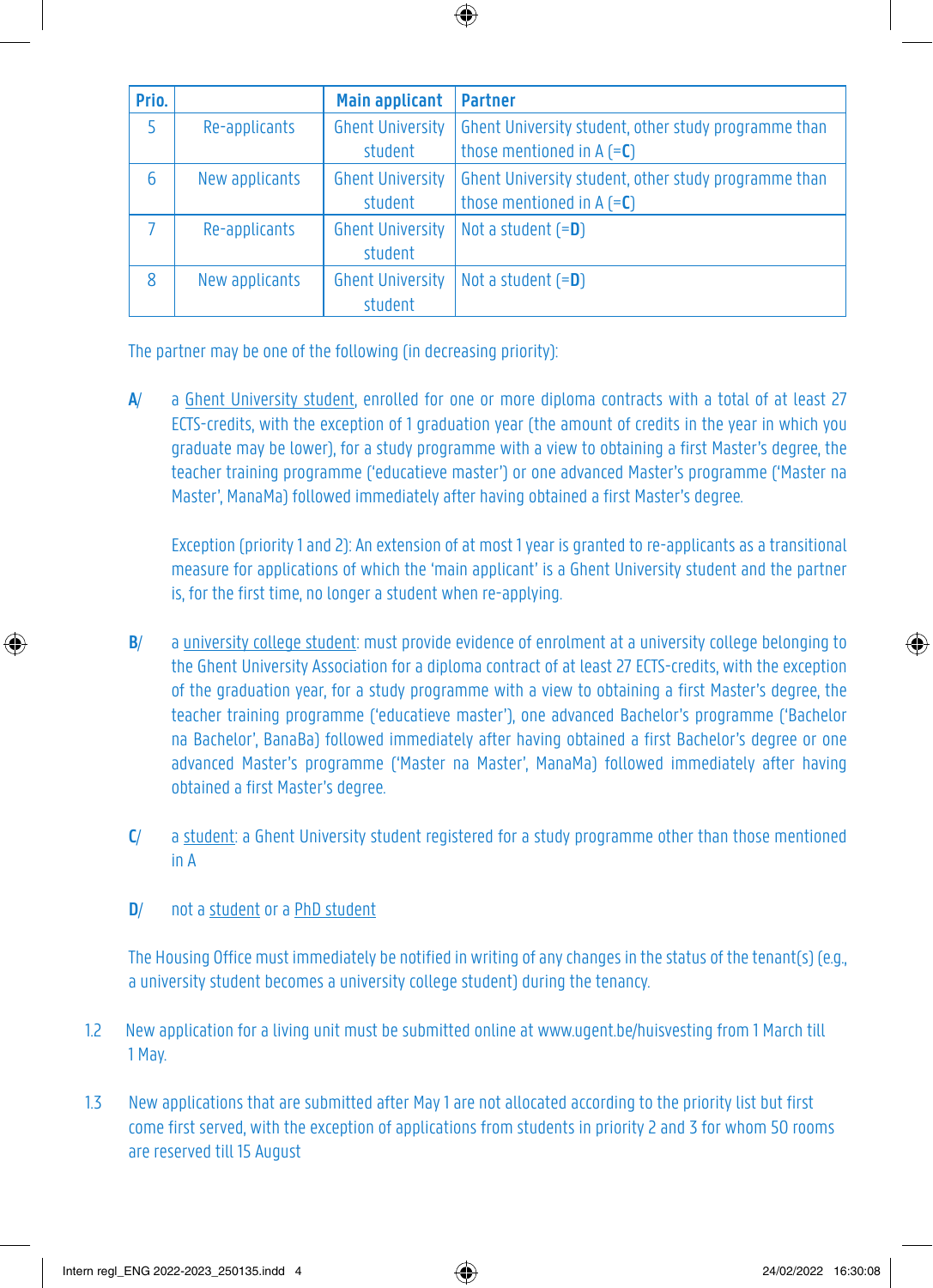| Prio. | | Main applicant | Partner |
|---|---|---|---|
| 5 | Re-applicants | Ghent University student | Ghent University student, other study programme than those mentioned in A (=**C**) |
| 6 | New applicants | Ghent University student | Ghent University student, other study programme than those mentioned in A (=**C**) |
| 7 | Re-applicants | Ghent University student | Not a student (=**D**) |
| 8 | New applicants | Ghent University student | Not a student (=**D**) |

The partner may be one of the following (in decreasing priority):

**A/** a Ghent University student, enrolled for one or more diploma contracts with a total of at least 27 ECTS-credits, with the exception of 1 graduation year (the amount of credits in the year in which you graduate may be lower), for a study programme with a view to obtaining a first Master's degree, the teacher training programme ('educatieve master') or one advanced Master's programme ('Master na Master', ManaMa) followed immediately after having obtained a first Master's degree.

Exception (priority 1 and 2): An extension of at most 1 year is granted to re-applicants as a transitional measure for applications of which the 'main applicant' is a Ghent University student and the partner is, for the first time, no longer a student when re-applying.

**B/** a university college student: must provide evidence of enrolment at a university college belonging to the Ghent University Association for a diploma contract of at least 27 ECTS-credits, with the exception of the graduation year, for a study programme with a view to obtaining a first Master's degree, the teacher training programme ('educatieve master'), one advanced Bachelor's programme ('Bachelor na Bachelor', BanaBa) followed immediately after having obtained a first Bachelor's degree or one advanced Master's programme ('Master na Master', ManaMa) followed immediately after having obtained a first Master's degree.

**C/** a student: a Ghent University student registered for a study programme other than those mentioned in A

**D/** not a student or a PhD student

The Housing Office must immediately be notified in writing of any changes in the status of the tenant(s) (e.g., a university student becomes a university college student) during the tenancy.

1.2 New application for a living unit must be submitted online at www.ugent.be/huisvesting from 1 March till 1 May.

1.3 New applications that are submitted after May 1 are not allocated according to the priority list but first come first served, with the exception of applications from students in priority 2 and 3 for whom 50 rooms are reserved till 15 August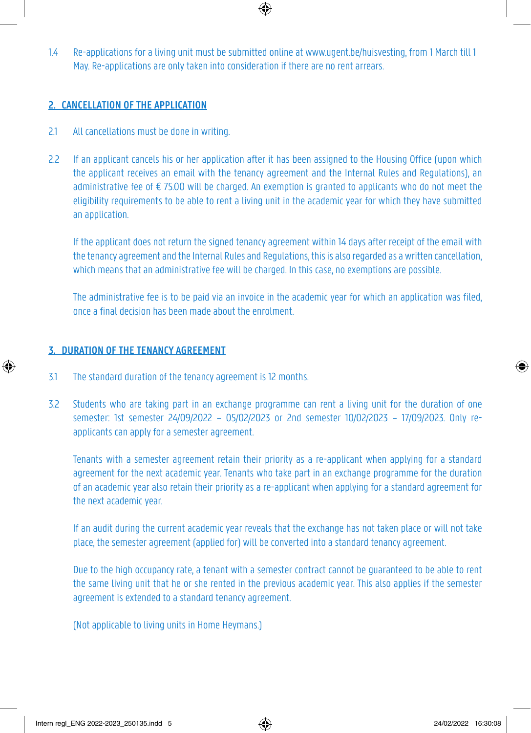1.4 Re-applications for a living unit must be submitted online at www.ugent.be/huisvesting, from 1 March till 1 May. Re-applications are only taken into consideration if there are no rent arrears.

## 2. CANCELLATION OF THE APPLICATION

2.1 All cancellations must be done in writing.

2.2 If an applicant cancels his or her application after it has been assigned to the Housing Office (upon which the applicant receives an email with the tenancy agreement and the Internal Rules and Regulations), an administrative fee of € 75.00 will be charged. An exemption is granted to applicants who do not meet the eligibility requirements to be able to rent a living unit in the academic year for which they have submitted an application.

If the applicant does not return the signed tenancy agreement within 14 days after receipt of the email with the tenancy agreement and the Internal Rules and Regulations, this is also regarded as a written cancellation, which means that an administrative fee will be charged. In this case, no exemptions are possible.

The administrative fee is to be paid via an invoice in the academic year for which an application was filed, once a final decision has been made about the enrolment.

## 3. DURATION OF THE TENANCY AGREEMENT

3.1 The standard duration of the tenancy agreement is 12 months.

3.2 Students who are taking part in an exchange programme can rent a living unit for the duration of one semester: 1st semester 24/09/2022 – 05/02/2023 or 2nd semester 10/02/2023 – 17/09/2023. Only re-applicants can apply for a semester agreement.

Tenants with a semester agreement retain their priority as a re-applicant when applying for a standard agreement for the next academic year. Tenants who take part in an exchange programme for the duration of an academic year also retain their priority as a re-applicant when applying for a standard agreement for the next academic year.

If an audit during the current academic year reveals that the exchange has not taken place or will not take place, the semester agreement (applied for) will be converted into a standard tenancy agreement.

Due to the high occupancy rate, a tenant with a semester contract cannot be guaranteed to be able to rent the same living unit that he or she rented in the previous academic year. This also applies if the semester agreement is extended to a standard tenancy agreement.

(Not applicable to living units in Home Heymans.)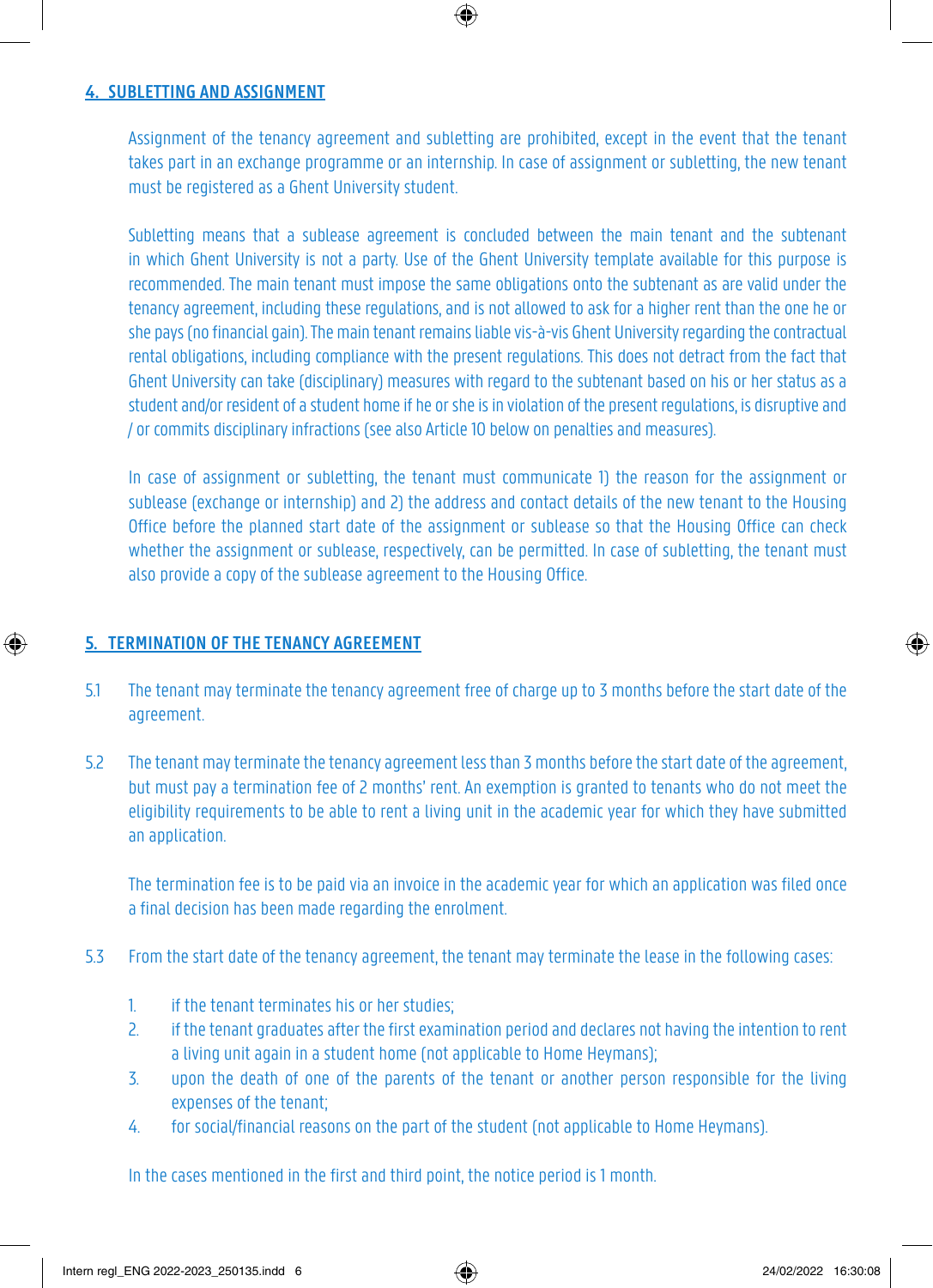## 4. SUBLETTING AND ASSIGNMENT

Assignment of the tenancy agreement and subletting are prohibited, except in the event that the tenant takes part in an exchange programme or an internship. In case of assignment or subletting, the new tenant must be registered as a Ghent University student.

Subletting means that a sublease agreement is concluded between the main tenant and the subtenant in which Ghent University is not a party. Use of the Ghent University template available for this purpose is recommended. The main tenant must impose the same obligations onto the subtenant as are valid under the tenancy agreement, including these regulations, and is not allowed to ask for a higher rent than the one he or she pays (no financial gain). The main tenant remains liable vis-à-vis Ghent University regarding the contractual rental obligations, including compliance with the present regulations. This does not detract from the fact that Ghent University can take (disciplinary) measures with regard to the subtenant based on his or her status as a student and/or resident of a student home if he or she is in violation of the present regulations, is disruptive and / or commits disciplinary infractions (see also Article 10 below on penalties and measures).

In case of assignment or subletting, the tenant must communicate 1) the reason for the assignment or sublease (exchange or internship) and 2) the address and contact details of the new tenant to the Housing Office before the planned start date of the assignment or sublease so that the Housing Office can check whether the assignment or sublease, respectively, can be permitted. In case of subletting, the tenant must also provide a copy of the sublease agreement to the Housing Office.

## 5. TERMINATION OF THE TENANCY AGREEMENT

5.1 The tenant may terminate the tenancy agreement free of charge up to 3 months before the start date of the agreement.

5.2 The tenant may terminate the tenancy agreement less than 3 months before the start date of the agreement, but must pay a termination fee of 2 months' rent. An exemption is granted to tenants who do not meet the eligibility requirements to be able to rent a living unit in the academic year for which they have submitted an application.

The termination fee is to be paid via an invoice in the academic year for which an application was filed once a final decision has been made regarding the enrolment.

5.3 From the start date of the tenancy agreement, the tenant may terminate the lease in the following cases:

1. if the tenant terminates his or her studies;
2. if the tenant graduates after the first examination period and declares not having the intention to rent a living unit again in a student home (not applicable to Home Heymans);
3. upon the death of one of the parents of the tenant or another person responsible for the living expenses of the tenant;
4. for social/financial reasons on the part of the student (not applicable to Home Heymans).

In the cases mentioned in the first and third point, the notice period is 1 month.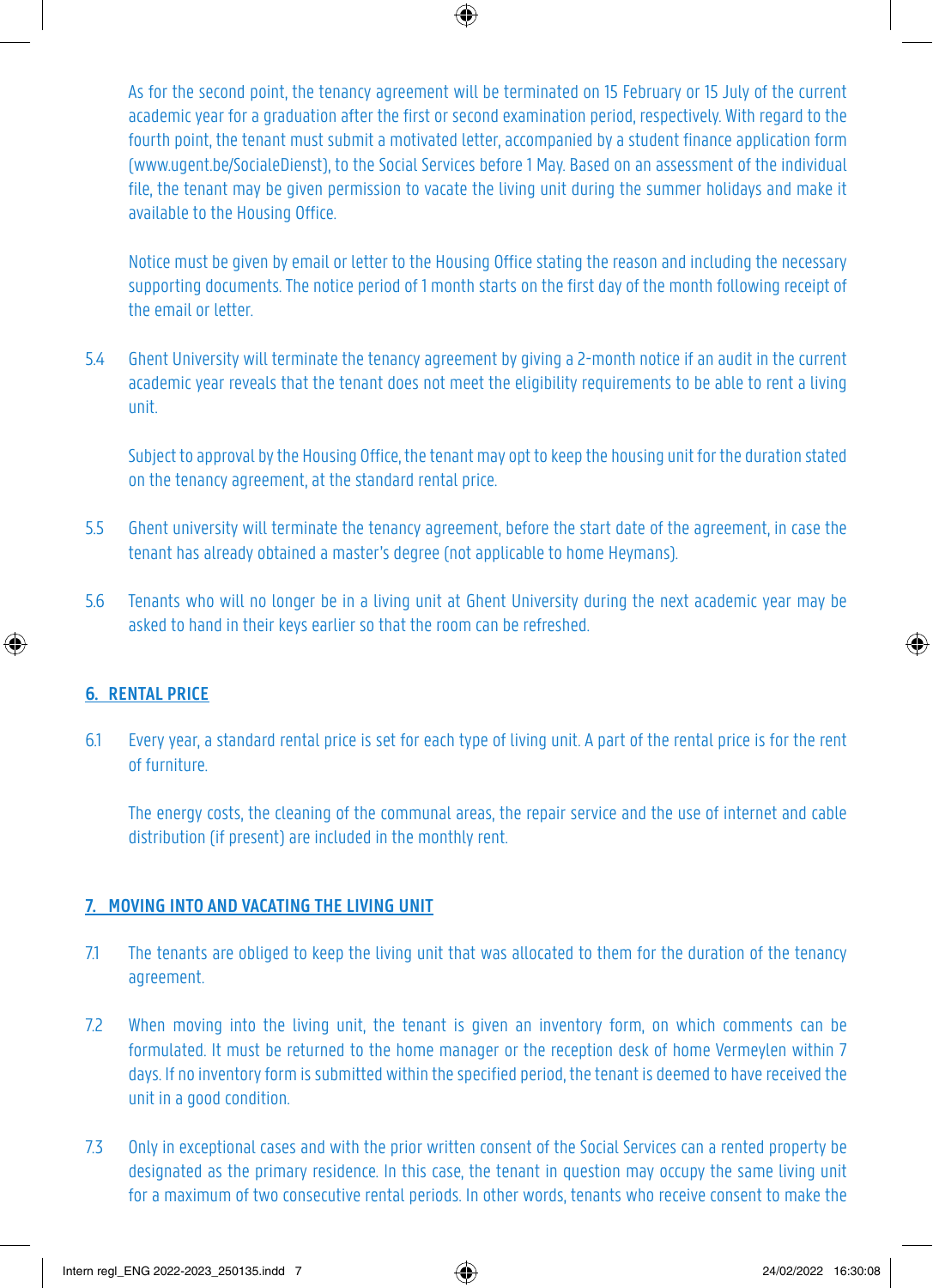As for the second point, the tenancy agreement will be terminated on 15 February or 15 July of the current academic year for a graduation after the first or second examination period, respectively. With regard to the fourth point, the tenant must submit a motivated letter, accompanied by a student finance application form (www.ugent.be/SocialeDienst), to the Social Services before 1 May. Based on an assessment of the individual file, the tenant may be given permission to vacate the living unit during the summer holidays and make it available to the Housing Office.

Notice must be given by email or letter to the Housing Office stating the reason and including the necessary supporting documents. The notice period of 1 month starts on the first day of the month following receipt of the email or letter.

5.4 Ghent University will terminate the tenancy agreement by giving a 2-month notice if an audit in the current academic year reveals that the tenant does not meet the eligibility requirements to be able to rent a living unit.

Subject to approval by the Housing Office, the tenant may opt to keep the housing unit for the duration stated on the tenancy agreement, at the standard rental price.

5.5 Ghent university will terminate the tenancy agreement, before the start date of the agreement, in case the tenant has already obtained a master's degree (not applicable to home Heymans).

5.6 Tenants who will no longer be in a living unit at Ghent University during the next academic year may be asked to hand in their keys earlier so that the room can be refreshed.

## 6. RENTAL PRICE

6.1 Every year, a standard rental price is set for each type of living unit. A part of the rental price is for the rent of furniture.

The energy costs, the cleaning of the communal areas, the repair service and the use of internet and cable distribution (if present) are included in the monthly rent.

## 7. MOVING INTO AND VACATING THE LIVING UNIT

7.1 The tenants are obliged to keep the living unit that was allocated to them for the duration of the tenancy agreement.

7.2 When moving into the living unit, the tenant is given an inventory form, on which comments can be formulated. It must be returned to the home manager or the reception desk of home Vermeylen within 7 days. If no inventory form is submitted within the specified period, the tenant is deemed to have received the unit in a good condition.

7.3 Only in exceptional cases and with the prior written consent of the Social Services can a rented property be designated as the primary residence. In this case, the tenant in question may occupy the same living unit for a maximum of two consecutive rental periods. In other words, tenants who receive consent to make the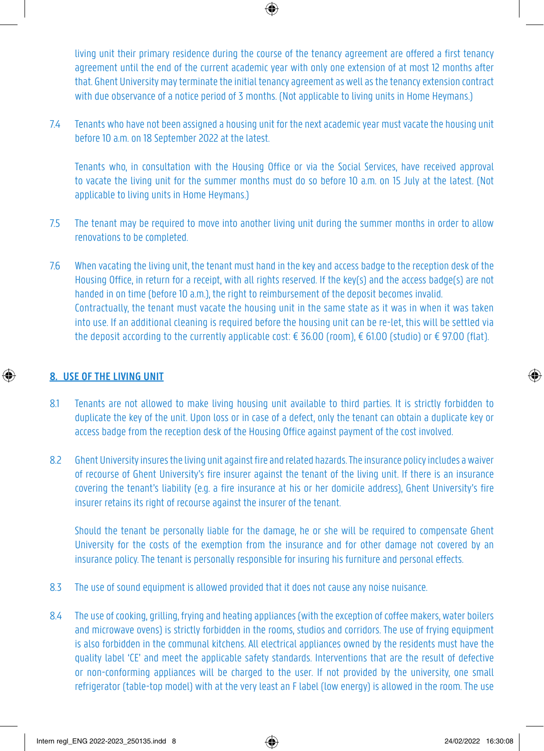living unit their primary residence during the course of the tenancy agreement are offered a first tenancy agreement until the end of the current academic year with only one extension of at most 12 months after that. Ghent University may terminate the initial tenancy agreement as well as the tenancy extension contract with due observance of a notice period of 3 months. (Not applicable to living units in Home Heymans.)

7.4 Tenants who have not been assigned a housing unit for the next academic year must vacate the housing unit before 10 a.m. on 18 September 2022 at the latest.

Tenants who, in consultation with the Housing Office or via the Social Services, have received approval to vacate the living unit for the summer months must do so before 10 a.m. on 15 July at the latest. (Not applicable to living units in Home Heymans.)

7.5 The tenant may be required to move into another living unit during the summer months in order to allow renovations to be completed.

7.6 When vacating the living unit, the tenant must hand in the key and access badge to the reception desk of the Housing Office, in return for a receipt, with all rights reserved. If the key(s) and the access badge(s) are not handed in on time (before 10 a.m.), the right to reimbursement of the deposit becomes invalid.
Contractually, the tenant must vacate the housing unit in the same state as it was in when it was taken into use. If an additional cleaning is required before the housing unit can be re-let, this will be settled via the deposit according to the currently applicable cost: € 36.00 (room), € 61.00 (studio) or € 97.00 (flat).

## 8. USE OF THE LIVING UNIT

8.1 Tenants are not allowed to make living housing unit available to third parties. It is strictly forbidden to duplicate the key of the unit. Upon loss or in case of a defect, only the tenant can obtain a duplicate key or access badge from the reception desk of the Housing Office against payment of the cost involved.

8.2 Ghent University insures the living unit against fire and related hazards. The insurance policy includes a waiver of recourse of Ghent University's fire insurer against the tenant of the living unit. If there is an insurance covering the tenant's liability (e.g. a fire insurance at his or her domicile address), Ghent University's fire insurer retains its right of recourse against the insurer of the tenant.

Should the tenant be personally liable for the damage, he or she will be required to compensate Ghent University for the costs of the exemption from the insurance and for other damage not covered by an insurance policy. The tenant is personally responsible for insuring his furniture and personal effects.

8.3 The use of sound equipment is allowed provided that it does not cause any noise nuisance.

8.4 The use of cooking, grilling, frying and heating appliances (with the exception of coffee makers, water boilers and microwave ovens) is strictly forbidden in the rooms, studios and corridors. The use of frying equipment is also forbidden in the communal kitchens. All electrical appliances owned by the residents must have the quality label 'CE' and meet the applicable safety standards. Interventions that are the result of defective or non-conforming appliances will be charged to the user. If not provided by the university, one small refrigerator (table-top model) with at the very least an F label (low energy) is allowed in the room. The use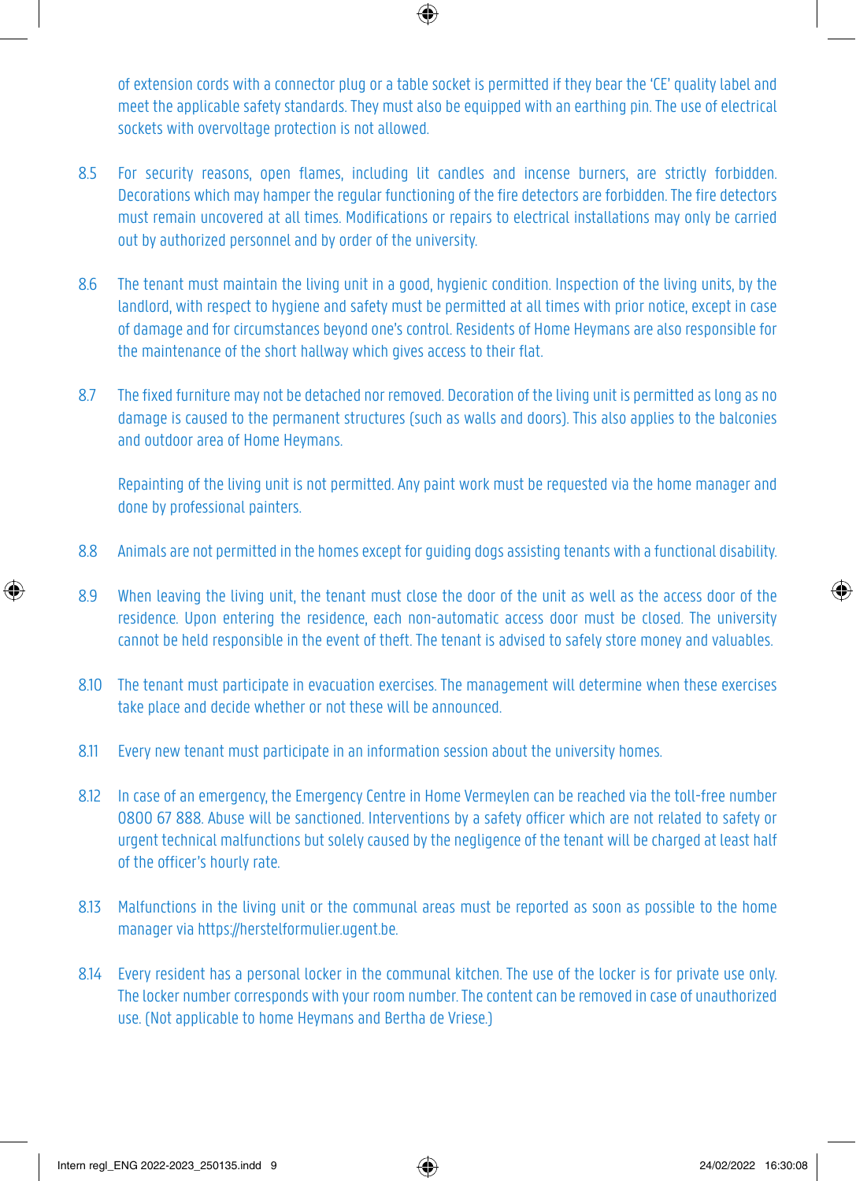of extension cords with a connector plug or a table socket is permitted if they bear the 'CE' quality label and meet the applicable safety standards. They must also be equipped with an earthing pin. The use of electrical sockets with overvoltage protection is not allowed.

8.5 For security reasons, open flames, including lit candles and incense burners, are strictly forbidden. Decorations which may hamper the regular functioning of the fire detectors are forbidden. The fire detectors must remain uncovered at all times. Modifications or repairs to electrical installations may only be carried out by authorized personnel and by order of the university.

8.6 The tenant must maintain the living unit in a good, hygienic condition. Inspection of the living units, by the landlord, with respect to hygiene and safety must be permitted at all times with prior notice, except in case of damage and for circumstances beyond one's control. Residents of Home Heymans are also responsible for the maintenance of the short hallway which gives access to their flat.

8.7 The fixed furniture may not be detached nor removed. Decoration of the living unit is permitted as long as no damage is caused to the permanent structures (such as walls and doors). This also applies to the balconies and outdoor area of Home Heymans.

Repainting of the living unit is not permitted. Any paint work must be requested via the home manager and done by professional painters.

8.8 Animals are not permitted in the homes except for guiding dogs assisting tenants with a functional disability.

8.9 When leaving the living unit, the tenant must close the door of the unit as well as the access door of the residence. Upon entering the residence, each non-automatic access door must be closed. The university cannot be held responsible in the event of theft. The tenant is advised to safely store money and valuables.

8.10 The tenant must participate in evacuation exercises. The management will determine when these exercises take place and decide whether or not these will be announced.

8.11 Every new tenant must participate in an information session about the university homes.

8.12 In case of an emergency, the Emergency Centre in Home Vermeylen can be reached via the toll-free number 0800 67 888. Abuse will be sanctioned. Interventions by a safety officer which are not related to safety or urgent technical malfunctions but solely caused by the negligence of the tenant will be charged at least half of the officer's hourly rate.

8.13 Malfunctions in the living unit or the communal areas must be reported as soon as possible to the home manager via https://herstelformulier.ugent.be.

8.14 Every resident has a personal locker in the communal kitchen. The use of the locker is for private use only. The locker number corresponds with your room number. The content can be removed in case of unauthorized use. (Not applicable to home Heymans and Bertha de Vriese.)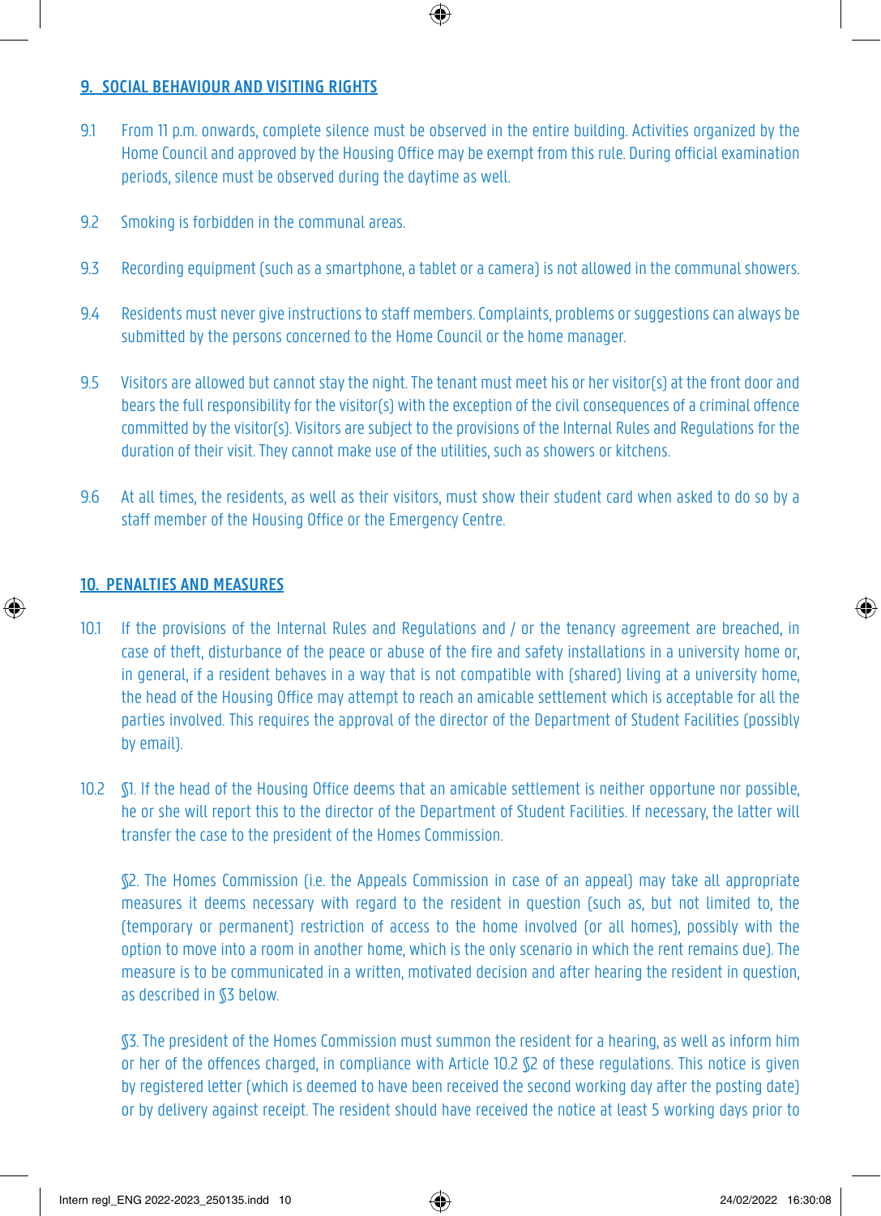## 9. SOCIAL BEHAVIOUR AND VISITING RIGHTS

9.1 From 11 p.m. onwards, complete silence must be observed in the entire building. Activities organized by the Home Council and approved by the Housing Office may be exempt from this rule. During official examination periods, silence must be observed during the daytime as well.

9.2 Smoking is forbidden in the communal areas.

9.3 Recording equipment (such as a smartphone, a tablet or a camera) is not allowed in the communal showers.

9.4 Residents must never give instructions to staff members. Complaints, problems or suggestions can always be submitted by the persons concerned to the Home Council or the home manager.

9.5 Visitors are allowed but cannot stay the night. The tenant must meet his or her visitor(s) at the front door and bears the full responsibility for the visitor(s) with the exception of the civil consequences of a criminal offence committed by the visitor(s). Visitors are subject to the provisions of the Internal Rules and Regulations for the duration of their visit. They cannot make use of the utilities, such as showers or kitchens.

9.6 At all times, the residents, as well as their visitors, must show their student card when asked to do so by a staff member of the Housing Office or the Emergency Centre.

## 10. PENALTIES AND MEASURES

10.1 If the provisions of the Internal Rules and Regulations and / or the tenancy agreement are breached, in case of theft, disturbance of the peace or abuse of the fire and safety installations in a university home or, in general, if a resident behaves in a way that is not compatible with (shared) living at a university home, the head of the Housing Office may attempt to reach an amicable settlement which is acceptable for all the parties involved. This requires the approval of the director of the Department of Student Facilities (possibly by email).

10.2 §1. If the head of the Housing Office deems that an amicable settlement is neither opportune nor possible, he or she will report this to the director of the Department of Student Facilities. If necessary, the latter will transfer the case to the president of the Homes Commission.

§2. The Homes Commission (i.e. the Appeals Commission in case of an appeal) may take all appropriate measures it deems necessary with regard to the resident in question (such as, but not limited to, the (temporary or permanent) restriction of access to the home involved (or all homes), possibly with the option to move into a room in another home, which is the only scenario in which the rent remains due). The measure is to be communicated in a written, motivated decision and after hearing the resident in question, as described in §3 below.

§3. The president of the Homes Commission must summon the resident for a hearing, as well as inform him or her of the offences charged, in compliance with Article 10.2 §2 of these regulations. This notice is given by registered letter (which is deemed to have been received the second working day after the posting date) or by delivery against receipt. The resident should have received the notice at least 5 working days prior to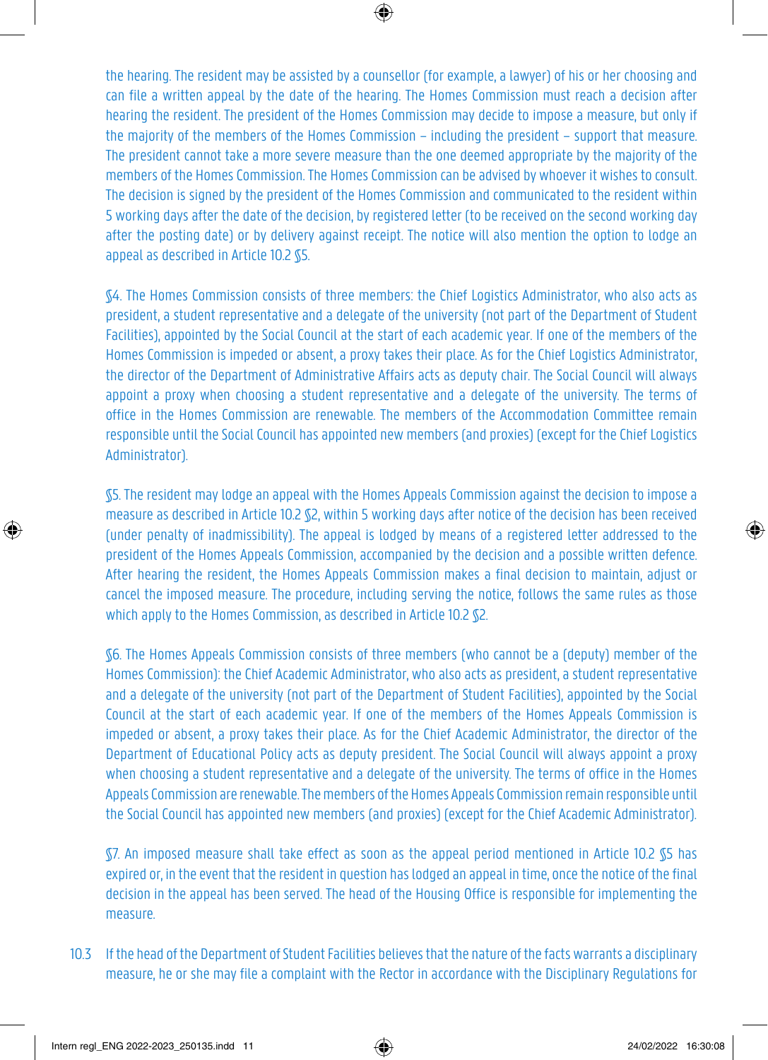the hearing. The resident may be assisted by a counsellor (for example, a lawyer) of his or her choosing and can file a written appeal by the date of the hearing. The Homes Commission must reach a decision after hearing the resident. The president of the Homes Commission may decide to impose a measure, but only if the majority of the members of the Homes Commission – including the president – support that measure. The president cannot take a more severe measure than the one deemed appropriate by the majority of the members of the Homes Commission. The Homes Commission can be advised by whoever it wishes to consult. The decision is signed by the president of the Homes Commission and communicated to the resident within 5 working days after the date of the decision, by registered letter (to be received on the second working day after the posting date) or by delivery against receipt. The notice will also mention the option to lodge an appeal as described in Article 10.2 §5.

§4. The Homes Commission consists of three members: the Chief Logistics Administrator, who also acts as president, a student representative and a delegate of the university (not part of the Department of Student Facilities), appointed by the Social Council at the start of each academic year. If one of the members of the Homes Commission is impeded or absent, a proxy takes their place. As for the Chief Logistics Administrator, the director of the Department of Administrative Affairs acts as deputy chair. The Social Council will always appoint a proxy when choosing a student representative and a delegate of the university. The terms of office in the Homes Commission are renewable. The members of the Accommodation Committee remain responsible until the Social Council has appointed new members (and proxies) (except for the Chief Logistics Administrator).

§5. The resident may lodge an appeal with the Homes Appeals Commission against the decision to impose a measure as described in Article 10.2 §2, within 5 working days after notice of the decision has been received (under penalty of inadmissibility). The appeal is lodged by means of a registered letter addressed to the president of the Homes Appeals Commission, accompanied by the decision and a possible written defence. After hearing the resident, the Homes Appeals Commission makes a final decision to maintain, adjust or cancel the imposed measure. The procedure, including serving the notice, follows the same rules as those which apply to the Homes Commission, as described in Article 10.2 §2.

§6. The Homes Appeals Commission consists of three members (who cannot be a (deputy) member of the Homes Commission): the Chief Academic Administrator, who also acts as president, a student representative and a delegate of the university (not part of the Department of Student Facilities), appointed by the Social Council at the start of each academic year. If one of the members of the Homes Appeals Commission is impeded or absent, a proxy takes their place. As for the Chief Academic Administrator, the director of the Department of Educational Policy acts as deputy president. The Social Council will always appoint a proxy when choosing a student representative and a delegate of the university. The terms of office in the Homes Appeals Commission are renewable. The members of the Homes Appeals Commission remain responsible until the Social Council has appointed new members (and proxies) (except for the Chief Academic Administrator).

§7. An imposed measure shall take effect as soon as the appeal period mentioned in Article 10.2 §5 has expired or, in the event that the resident in question has lodged an appeal in time, once the notice of the final decision in the appeal has been served. The head of the Housing Office is responsible for implementing the measure.

10.3 If the head of the Department of Student Facilities believes that the nature of the facts warrants a disciplinary measure, he or she may file a complaint with the Rector in accordance with the Disciplinary Regulations for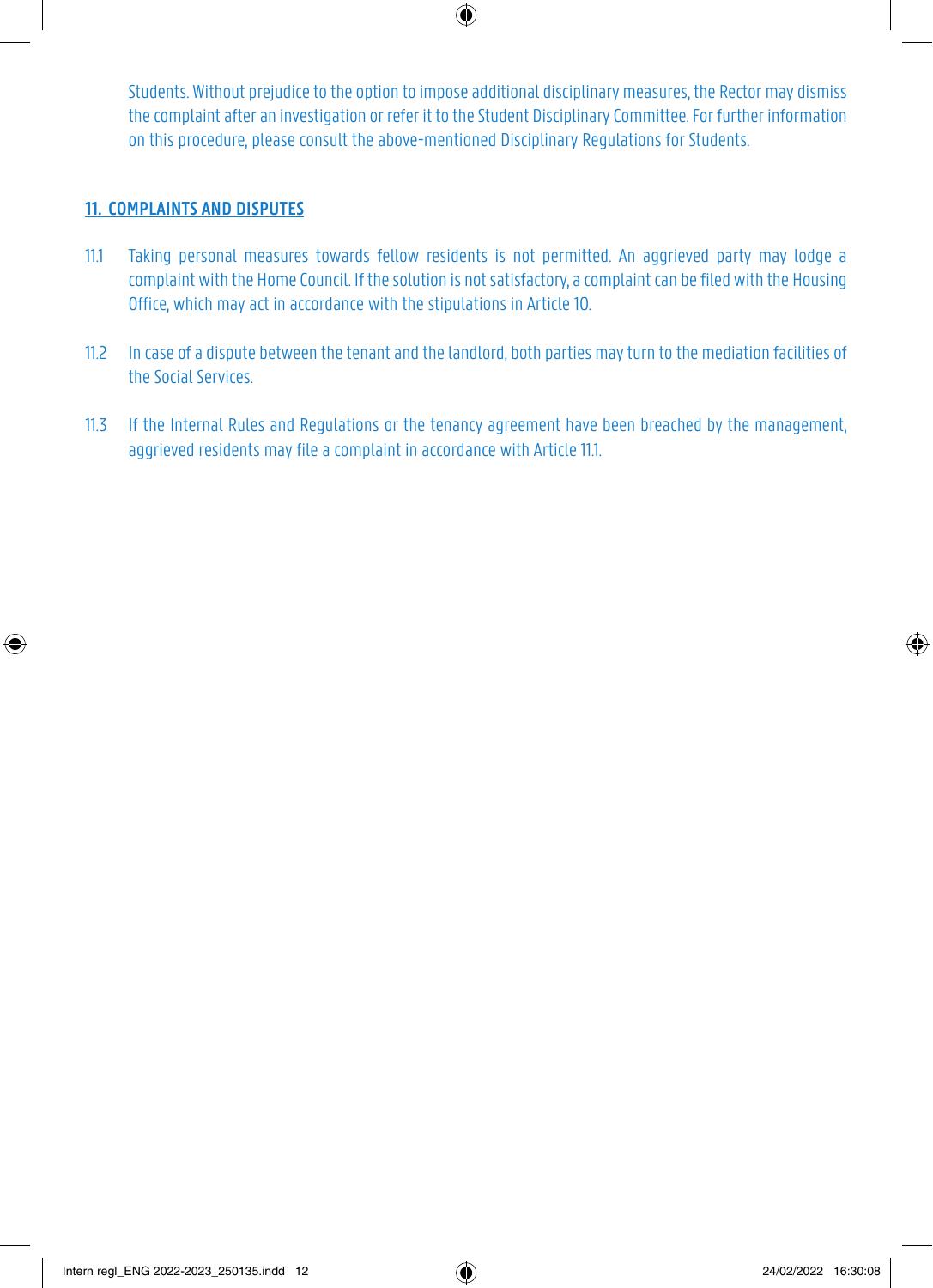Students. Without prejudice to the option to impose additional disciplinary measures, the Rector may dismiss the complaint after an investigation or refer it to the Student Disciplinary Committee. For further information on this procedure, please consult the above-mentioned Disciplinary Regulations for Students.

## 11. COMPLAINTS AND DISPUTES

11.1 Taking personal measures towards fellow residents is not permitted. An aggrieved party may lodge a complaint with the Home Council. If the solution is not satisfactory, a complaint can be filed with the Housing Office, which may act in accordance with the stipulations in Article 10.

11.2 In case of a dispute between the tenant and the landlord, both parties may turn to the mediation facilities of the Social Services.

11.3 If the Internal Rules and Regulations or the tenancy agreement have been breached by the management, aggrieved residents may file a complaint in accordance with Article 11.1.